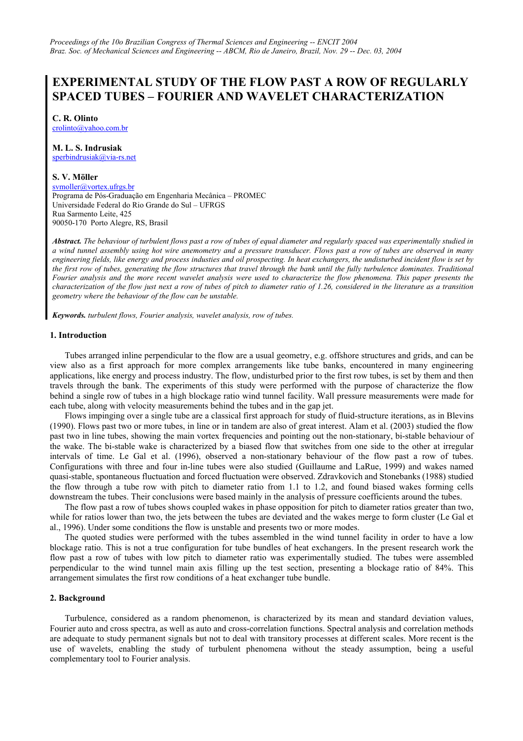*Proceedings of the 10o Brazilian Congress of Thermal Sciences and Engineering -- ENCIT 2004*
*Braz. Soc. of Mechanical Sciences and Engineering -- ABCM, Rio de Janeiro, Brazil, Nov. 29 -- Dec. 03, 2004*

# EXPERIMENTAL STUDY OF THE FLOW PAST A ROW OF REGULARLY SPACED TUBES – FOURIER AND WAVELET CHARACTERIZATION

**C. R. Olinto**
crolinto@yahoo.com.br

**M. L. S. Indrusiak**
sperbindrusiak@via-rs.net

**S. V. Möller**
svmoller@vortex.ufrgs.br
Programa de Pós-Graduação em Engenharia Mecânica – PROMEC
Universidade Federal do Rio Grande do Sul – UFRGS
Rua Sarmento Leite, 425
90050-170 Porto Alegre, RS, Brasil

***Abstract.*** *The behaviour of turbulent flows past a row of tubes of equal diameter and regularly spaced was experimentally studied in a wind tunnel assembly using hot wire anemometry and a pressure transducer. Flows past a row of tubes are observed in many engineering fields, like energy and process industies and oil prospecting. In heat exchangers, the undisturbed incident flow is set by the first row of tubes, generating the flow structures that travel through the bank until the fully turbulence dominates. Traditional Fourier analysis and the more recent wavelet analysis were used to characterize the flow phenomena. This paper presents the characterization of the flow just next a row of tubes of pitch to diameter ratio of 1.26, considered in the literature as a transition geometry where the behaviour of the flow can be unstable.*

***Keywords.*** *turbulent flows, Fourier analysis, wavelet analysis, row of tubes.*

## 1. Introduction

Tubes arranged inline perpendicular to the flow are a usual geometry, e.g. offshore structures and grids, and can be view also as a first approach for more complex arrangements like tube banks, encountered in many engineering applications, like energy and process industry. The flow, undisturbed prior to the first row tubes, is set by them and then travels through the bank. The experiments of this study were performed with the purpose of characterize the flow behind a single row of tubes in a high blockage ratio wind tunnel facility. Wall pressure measurements were made for each tube, along with velocity measurements behind the tubes and in the gap jet.

Flows impinging over a single tube are a classical first approach for study of fluid-structure iterations, as in Blevins (1990). Flows past two or more tubes, in line or in tandem are also of great interest. Alam et al. (2003) studied the flow past two in line tubes, showing the main vortex frequencies and pointing out the non-stationary, bi-stable behaviour of the wake. The bi-stable wake is characterized by a biased flow that switches from one side to the other at irregular intervals of time. Le Gal et al. (1996), observed a non-stationary behaviour of the flow past a row of tubes. Configurations with three and four in-line tubes were also studied (Guillaume and LaRue, 1999) and wakes named quasi-stable, spontaneous fluctuation and forced fluctuation were observed. Zdravkovich and Stonebanks (1988) studied the flow through a tube row with pitch to diameter ratio from 1.1 to 1.2, and found biased wakes forming cells downstream the tubes. Their conclusions were based mainly in the analysis of pressure coefficients around the tubes.

The flow past a row of tubes shows coupled wakes in phase opposition for pitch to diameter ratios greater than two, while for ratios lower than two, the jets between the tubes are deviated and the wakes merge to form cluster (Le Gal et al., 1996). Under some conditions the flow is unstable and presents two or more modes.

The quoted studies were performed with the tubes assembled in the wind tunnel facility in order to have a low blockage ratio. This is not a true configuration for tube bundles of heat exchangers. In the present research work the flow past a row of tubes with low pitch to diameter ratio was experimentally studied. The tubes were assembled perpendicular to the wind tunnel main axis filling up the test section, presenting a blockage ratio of 84%. This arrangement simulates the first row conditions of a heat exchanger tube bundle.

## 2. Background

Turbulence, considered as a random phenomenon, is characterized by its mean and standard deviation values, Fourier auto and cross spectra, as well as auto and cross-correlation functions. Spectral analysis and correlation methods are adequate to study permanent signals but not to deal with transitory processes at different scales. More recent is the use of wavelets, enabling the study of turbulent phenomena without the steady assumption, being a useful complementary tool to Fourier analysis.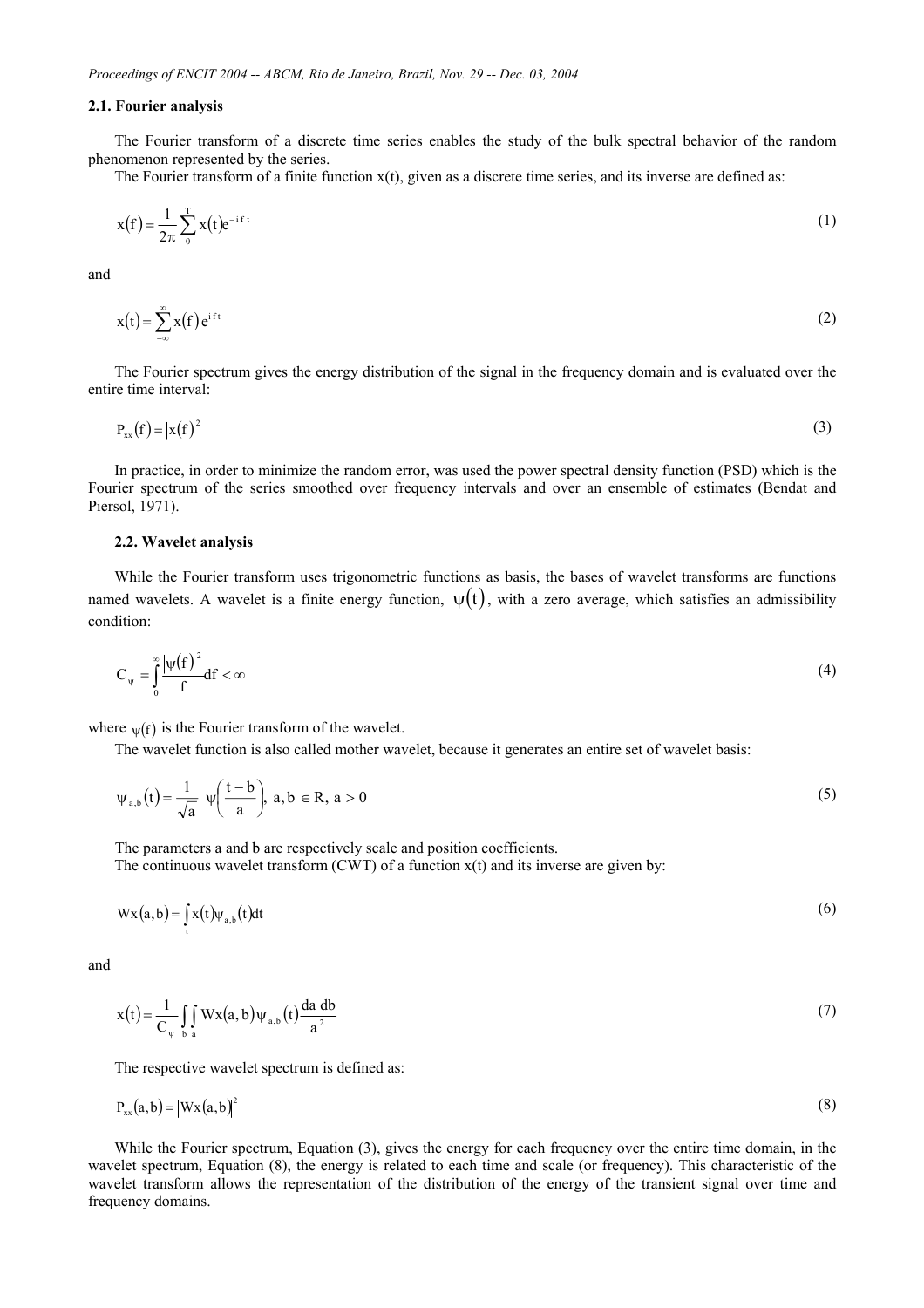### 2.1. Fourier analysis

The Fourier transform of a discrete time series enables the study of the bulk spectral behavior of the random phenomenon represented by the series.

The Fourier transform of a finite function x(t), given as a discrete time series, and its inverse are defined as:

$$x(f) = \frac{1}{2\pi} \sum_{0}^{T} x(t) e^{-i f t} \tag{1}$$

and

$$x(t) = \sum_{-\infty}^{\infty} x(f) e^{i f t} \tag{2}$$

The Fourier spectrum gives the energy distribution of the signal in the frequency domain and is evaluated over the entire time interval:

$$P_{xx}(f) = |x(f)|^2 \tag{3}$$

In practice, in order to minimize the random error, was used the power spectral density function (PSD) which is the Fourier spectrum of the series smoothed over frequency intervals and over an ensemble of estimates (Bendat and Piersol, 1971).

### 2.2. Wavelet analysis

While the Fourier transform uses trigonometric functions as basis, the bases of wavelet transforms are functions named wavelets. A wavelet is a finite energy function, $\psi(t)$, with a zero average, which satisfies an admissibility condition:

$$C_\psi = \int_0^\infty \frac{|\psi(f)|^2}{f} df < \infty \tag{4}$$

where $\psi(f)$ is the Fourier transform of the wavelet.

The wavelet function is also called mother wavelet, because it generates an entire set of wavelet basis:

$$\psi_{a,b}(t) = \frac{1}{\sqrt{a}} \psi\left(\frac{t-b}{a}\right), \; a, b \in R, \; a > 0 \tag{5}$$

The parameters a and b are respectively scale and position coefficients.

The continuous wavelet transform (CWT) of a function x(t) and its inverse are given by:

$$Wx(a,b) = \int_t x(t) \psi_{a,b}(t) dt \tag{6}$$

and

$$x(t) = \frac{1}{C_\psi} \int_b \int_a Wx(a,b) \psi_{a,b}(t) \frac{da \, db}{a^2} \tag{7}$$

The respective wavelet spectrum is defined as:

$$P_{xx}(a,b) = |Wx(a,b)|^2 \tag{8}$$

While the Fourier spectrum, Equation (3), gives the energy for each frequency over the entire time domain, in the wavelet spectrum, Equation (8), the energy is related to each time and scale (or frequency). This characteristic of the wavelet transform allows the representation of the distribution of the energy of the transient signal over time and frequency domains.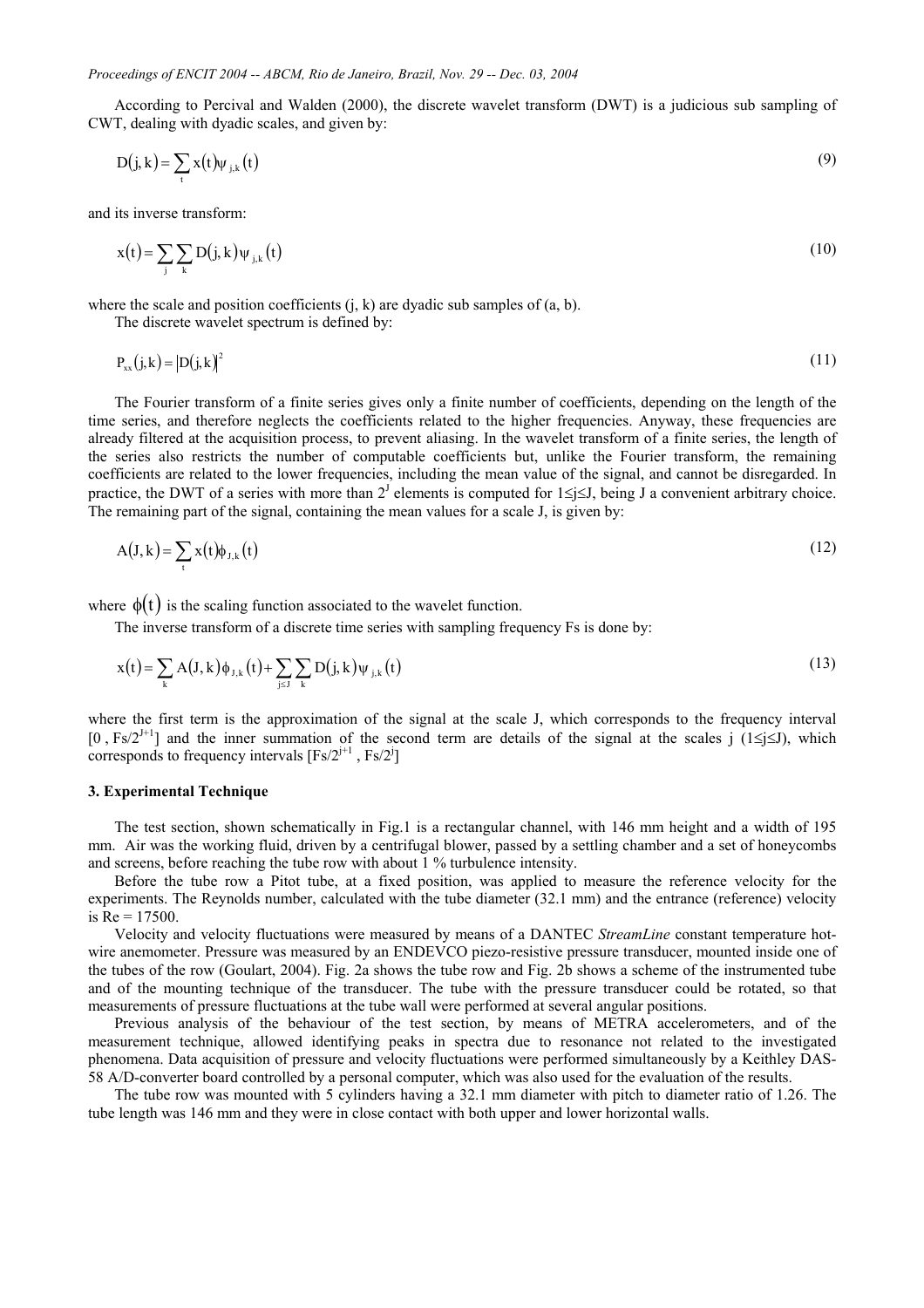According to Percival and Walden (2000), the discrete wavelet transform (DWT) is a judicious sub sampling of CWT, dealing with dyadic scales, and given by:

$$D(j,k) = \sum_t x(t)\psi_{j,k}(t) \tag{9}$$

and its inverse transform:

$$x(t) = \sum_j \sum_k D(j,k)\psi_{j,k}(t) \tag{10}$$

where the scale and position coefficients (j, k) are dyadic sub samples of (a, b).

The discrete wavelet spectrum is defined by:

$$P_{xx}(j,k) = |D(j,k)|^2 \tag{11}$$

The Fourier transform of a finite series gives only a finite number of coefficients, depending on the length of the time series, and therefore neglects the coefficients related to the higher frequencies. Anyway, these frequencies are already filtered at the acquisition process, to prevent aliasing. In the wavelet transform of a finite series, the length of the series also restricts the number of computable coefficients but, unlike the Fourier transform, the remaining coefficients are related to the lower frequencies, including the mean value of the signal, and cannot be disregarded. In practice, the DWT of a series with more than $2^J$ elements is computed for $1 \leq j \leq J$, being J a convenient arbitrary choice. The remaining part of the signal, containing the mean values for a scale J, is given by:

$$A(J,k) = \sum_t x(t)\phi_{J,k}(t) \tag{12}$$

where $\phi(t)$ is the scaling function associated to the wavelet function.

The inverse transform of a discrete time series with sampling frequency Fs is done by:

$$x(t) = \sum_k A(J,k)\phi_{J,k}(t) + \sum_{j \leq J} \sum_k D(j,k)\psi_{j,k}(t) \tag{13}$$

where the first term is the approximation of the signal at the scale J, which corresponds to the frequency interval $[0, Fs/2^{J+1}]$ and the inner summation of the second term are details of the signal at the scales j $(1 \leq j \leq J)$, which corresponds to frequency intervals $[Fs/2^{j+1}, Fs/2^j]$

### 3. Experimental Technique

The test section, shown schematically in Fig.1 is a rectangular channel, with 146 mm height and a width of 195 mm. Air was the working fluid, driven by a centrifugal blower, passed by a settling chamber and a set of honeycombs and screens, before reaching the tube row with about 1 % turbulence intensity.

Before the tube row a Pitot tube, at a fixed position, was applied to measure the reference velocity for the experiments. The Reynolds number, calculated with the tube diameter (32.1 mm) and the entrance (reference) velocity is Re = 17500.

Velocity and velocity fluctuations were measured by means of a DANTEC *StreamLine* constant temperature hot-wire anemometer. Pressure was measured by an ENDEVCO piezo-resistive pressure transducer, mounted inside one of the tubes of the row (Goulart, 2004). Fig. 2a shows the tube row and Fig. 2b shows a scheme of the instrumented tube and of the mounting technique of the transducer. The tube with the pressure transducer could be rotated, so that measurements of pressure fluctuations at the tube wall were performed at several angular positions.

Previous analysis of the behaviour of the test section, by means of METRA accelerometers, and of the measurement technique, allowed identifying peaks in spectra due to resonance not related to the investigated phenomena. Data acquisition of pressure and velocity fluctuations were performed simultaneously by a Keithley DAS-58 A/D-converter board controlled by a personal computer, which was also used for the evaluation of the results.

The tube row was mounted with 5 cylinders having a 32.1 mm diameter with pitch to diameter ratio of 1.26. The tube length was 146 mm and they were in close contact with both upper and lower horizontal walls.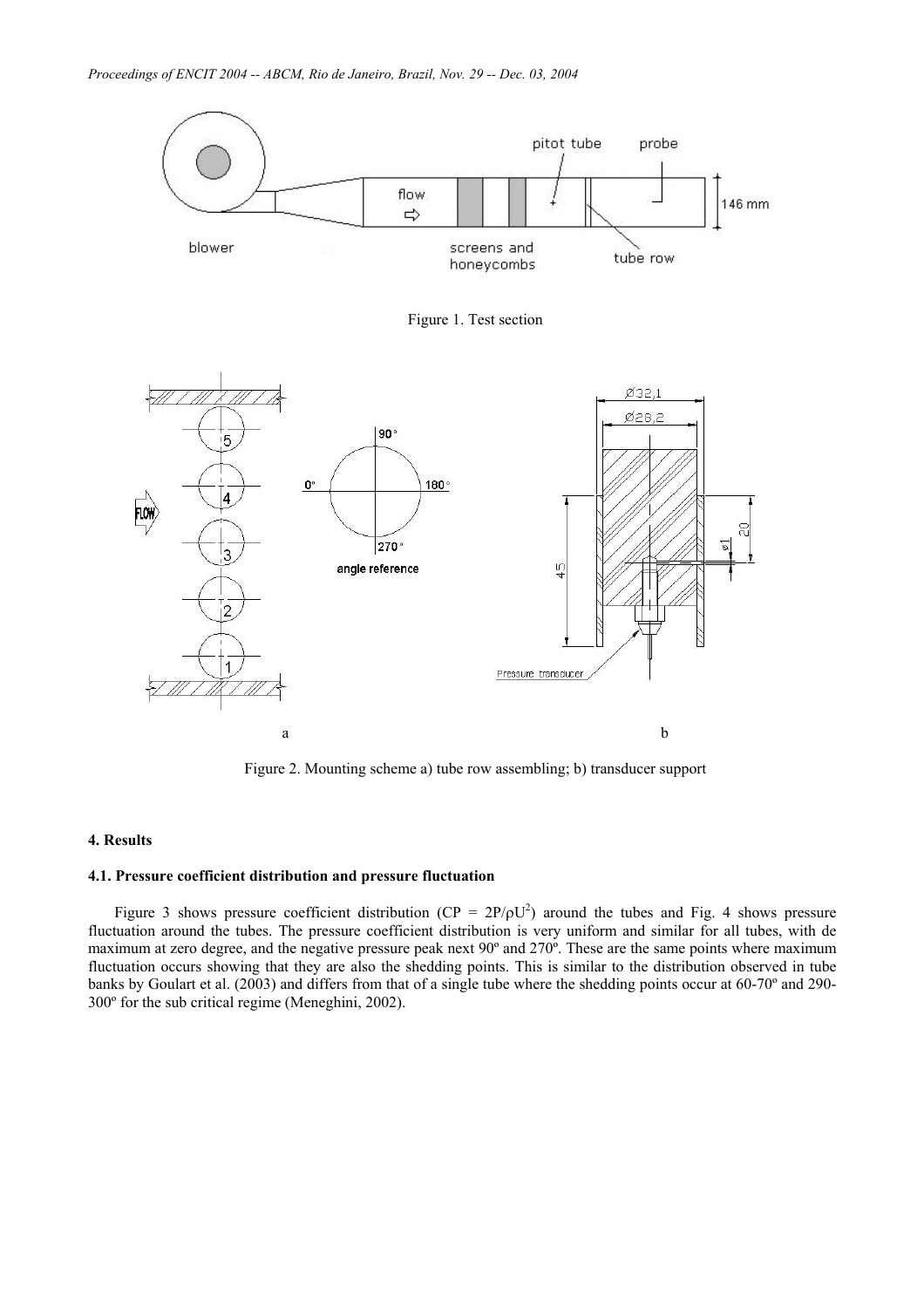Figure 1. Test section

a

b

Figure 2. Mounting scheme a) tube row assembling; b) transducer support

#### 4. Results

#### 4.1. Pressure coefficient distribution and pressure fluctuation

Figure 3 shows pressure coefficient distribution ($CP = 2P/\rho U^2$) around the tubes and Fig. 4 shows pressure fluctuation around the tubes. The pressure coefficient distribution is very uniform and similar for all tubes, with de maximum at zero degree, and the negative pressure peak next 90º and 270º. These are the same points where maximum fluctuation occurs showing that they are also the shedding points. This is similar to the distribution observed in tube banks by Goulart et al. (2003) and differs from that of a single tube where the shedding points occur at 60-70º and 290-300º for the sub critical regime (Meneghini, 2002).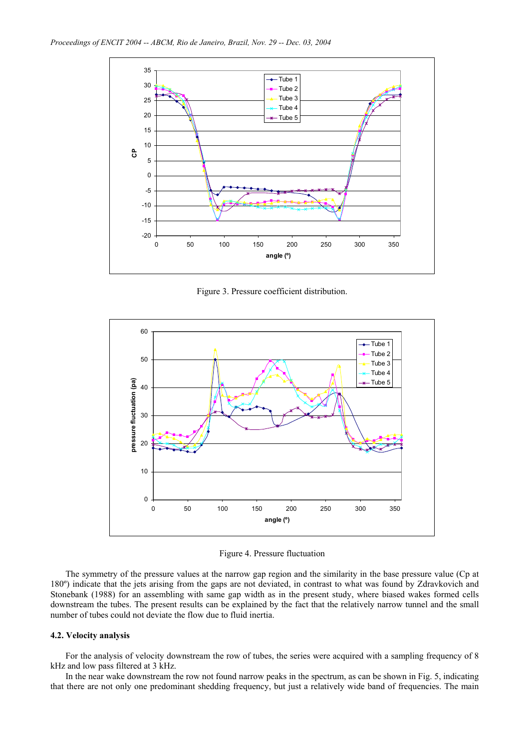Figure 3. Pressure coefficient distribution.

Figure 4. Pressure fluctuation

The symmetry of the pressure values at the narrow gap region and the similarity in the base pressure value (Cp at 180º) indicate that the jets arising from the gaps are not deviated, in contrast to what was found by Zdravkovich and Stonebank (1988) for an assembling with same gap width as in the present study, where biased wakes formed cells downstream the tubes. The present results can be explained by the fact that the relatively narrow tunnel and the small number of tubes could not deviate the flow due to fluid inertia.

### 4.2. Velocity analysis

For the analysis of velocity downstream the row of tubes, the series were acquired with a sampling frequency of 8 kHz and low pass filtered at 3 kHz.

In the near wake downstream the row not found narrow peaks in the spectrum, as can be shown in Fig. 5, indicating that there are not only one predominant shedding frequency, but just a relatively wide band of frequencies. The main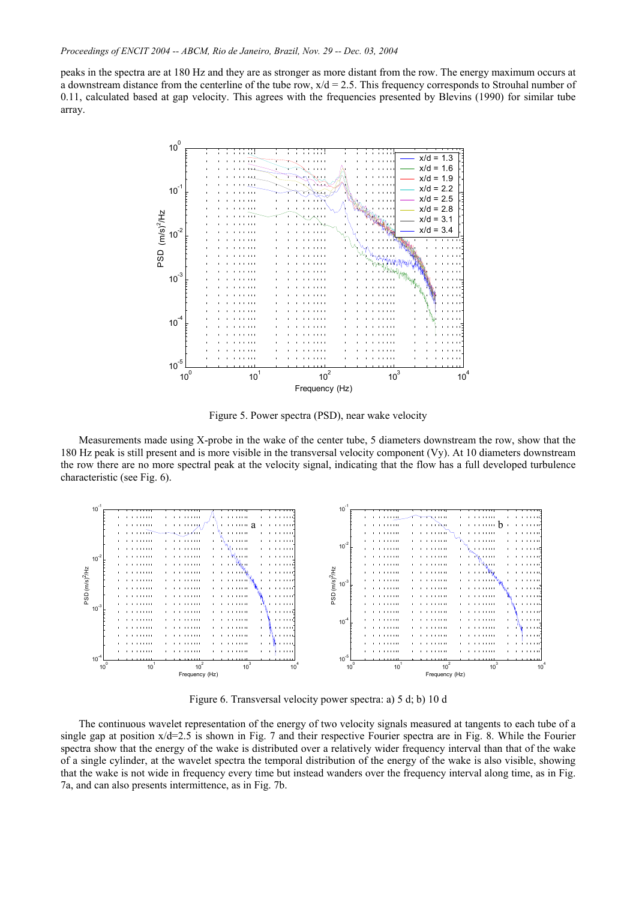peaks in the spectra are at 180 Hz and they are as stronger as more distant from the row. The energy maximum occurs at a downstream distance from the centerline of the tube row, $x/d = 2.5$. This frequency corresponds to Strouhal number of 0.11, calculated based at gap velocity. This agrees with the frequencies presented by Blevins (1990) for similar tube array.

Figure 5. Power spectra (PSD), near wake velocity

Measurements made using X-probe in the wake of the center tube, 5 diameters downstream the row, show that the 180 Hz peak is still present and is more visible in the transversal velocity component ($V_y$). At 10 diameters downstream the row there are no more spectral peak at the velocity signal, indicating that the flow has a full developed turbulence characteristic (see Fig. 6).

Figure 6. Transversal velocity power spectra: a) 5 d; b) 10 d

The continuous wavelet representation of the energy of two velocity signals measured at tangents to each tube of a single gap at position $x/d=2.5$ is shown in Fig. 7 and their respective Fourier spectra are in Fig. 8. While the Fourier spectra show that the energy of the wake is distributed over a relatively wider frequency interval than that of the wake of a single cylinder, at the wavelet spectra the temporal distribution of the energy of the wake is also visible, showing that the wake is not wide in frequency every time but instead wanders over the frequency interval along time, as in Fig. 7a, and can also presents intermittence, as in Fig. 7b.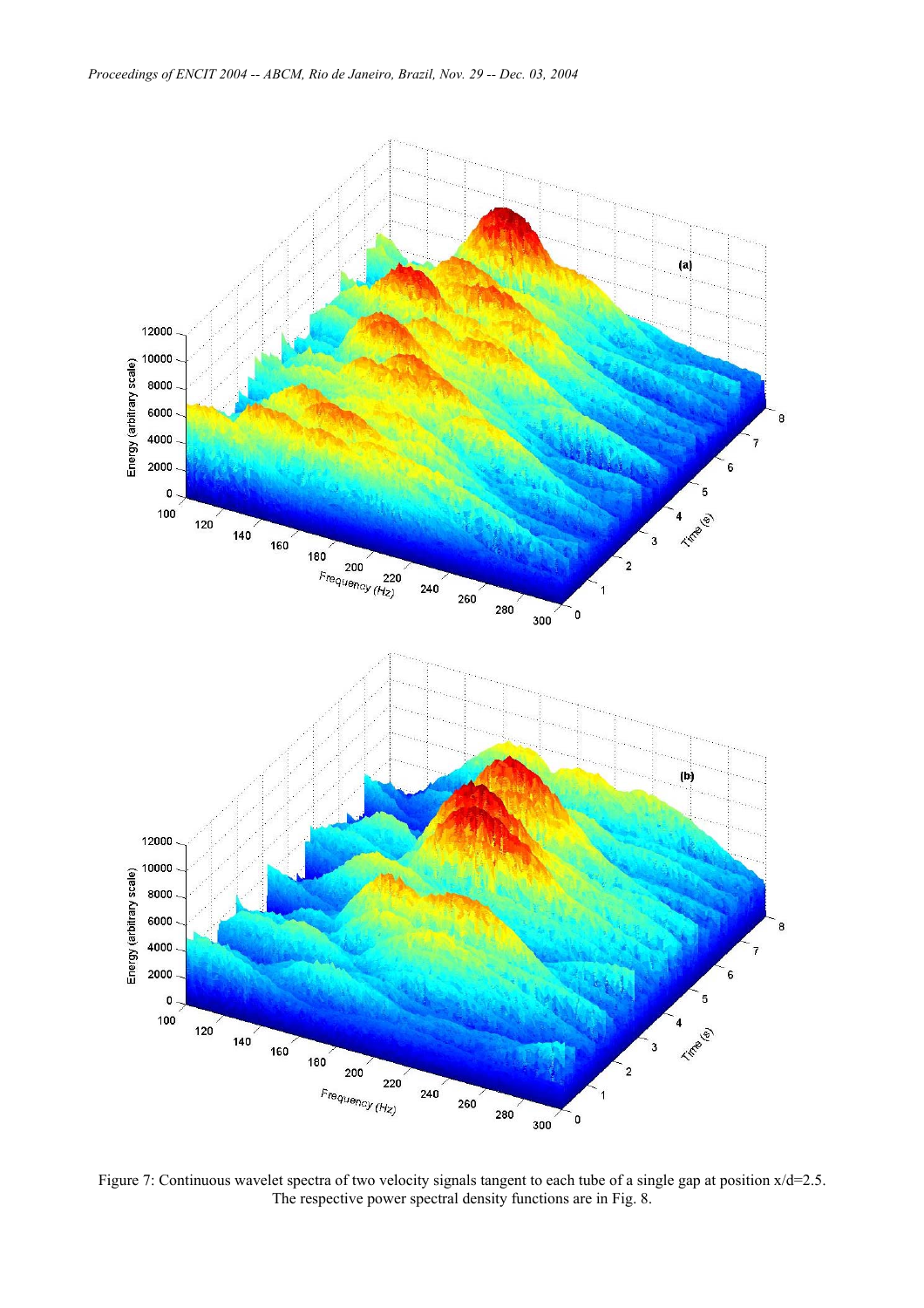Figure 7: Continuous wavelet spectra of two velocity signals tangent to each tube of a single gap at position x/d=2.5. The respective power spectral density functions are in Fig. 8.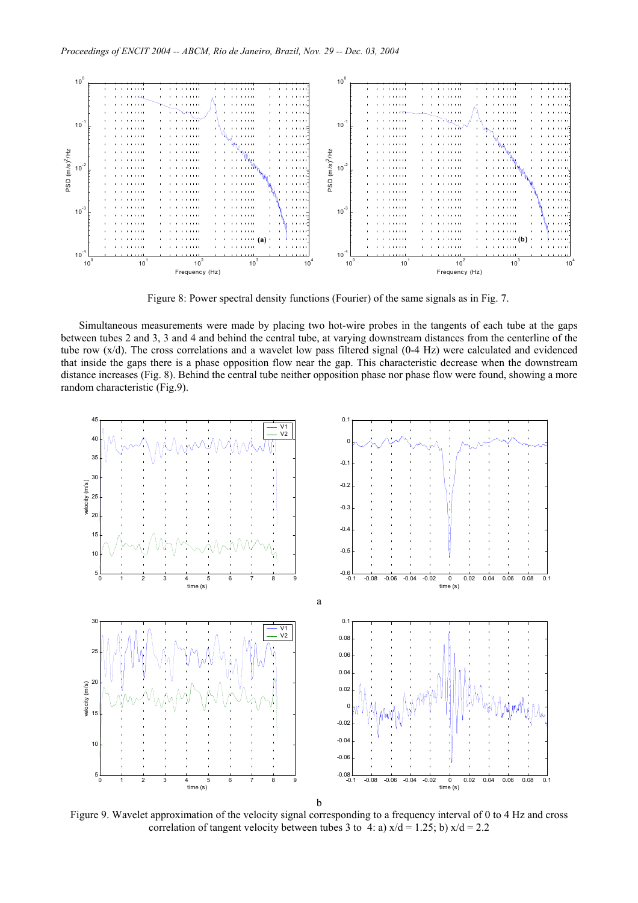Figure 8: Power spectral density functions (Fourier) of the same signals as in Fig. 7.

Simultaneous measurements were made by placing two hot-wire probes in the tangents of each tube at the gaps between tubes 2 and 3, 3 and 4 and behind the central tube, at varying downstream distances from the centerline of the tube row (x/d). The cross correlations and a wavelet low pass filtered signal (0-4 Hz) were calculated and evidenced that inside the gaps there is a phase opposition flow near the gap. This characteristic decrease when the downstream distance increases (Fig. 8). Behind the central tube neither opposition phase nor phase flow were found, showing a more random characteristic (Fig.9).

Figure 9. Wavelet approximation of the velocity signal corresponding to a frequency interval of 0 to 4 Hz and cross correlation of tangent velocity between tubes 3 to 4: a) x/d = 1.25; b) x/d = 2.2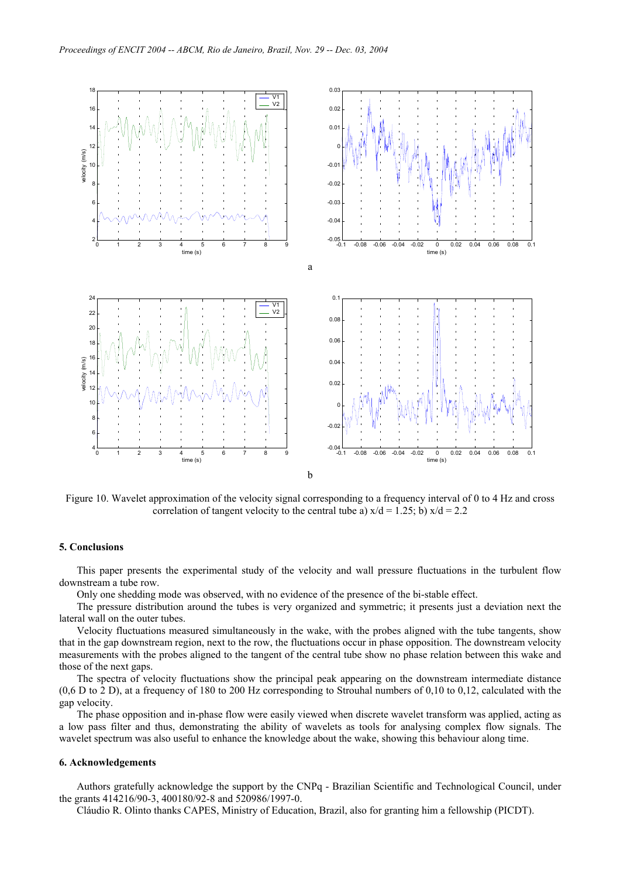Figure 10. Wavelet approximation of the velocity signal corresponding to a frequency interval of 0 to 4 Hz and cross correlation of tangent velocity to the central tube a) x/d = 1.25; b) x/d = 2.2

## 5. Conclusions

This paper presents the experimental study of the velocity and wall pressure fluctuations in the turbulent flow downstream a tube row.

Only one shedding mode was observed, with no evidence of the presence of the bi-stable effect.

The pressure distribution around the tubes is very organized and symmetric; it presents just a deviation next the lateral wall on the outer tubes.

Velocity fluctuations measured simultaneously in the wake, with the probes aligned with the tube tangents, show that in the gap downstream region, next to the row, the fluctuations occur in phase opposition. The downstream velocity measurements with the probes aligned to the tangent of the central tube show no phase relation between this wake and those of the next gaps.

The spectra of velocity fluctuations show the principal peak appearing on the downstream intermediate distance (0,6 D to 2 D), at a frequency of 180 to 200 Hz corresponding to Strouhal numbers of 0,10 to 0,12, calculated with the gap velocity.

The phase opposition and in-phase flow were easily viewed when discrete wavelet transform was applied, acting as a low pass filter and thus, demonstrating the ability of wavelets as tools for analysing complex flow signals. The wavelet spectrum was also useful to enhance the knowledge about the wake, showing this behaviour along time.

## 6. Acknowledgements

Authors gratefully acknowledge the support by the CNPq - Brazilian Scientific and Technological Council, under the grants 414216/90-3, 400180/92-8 and 520986/1997-0.

Cláudio R. Olinto thanks CAPES, Ministry of Education, Brazil, also for granting him a fellowship (PICDT).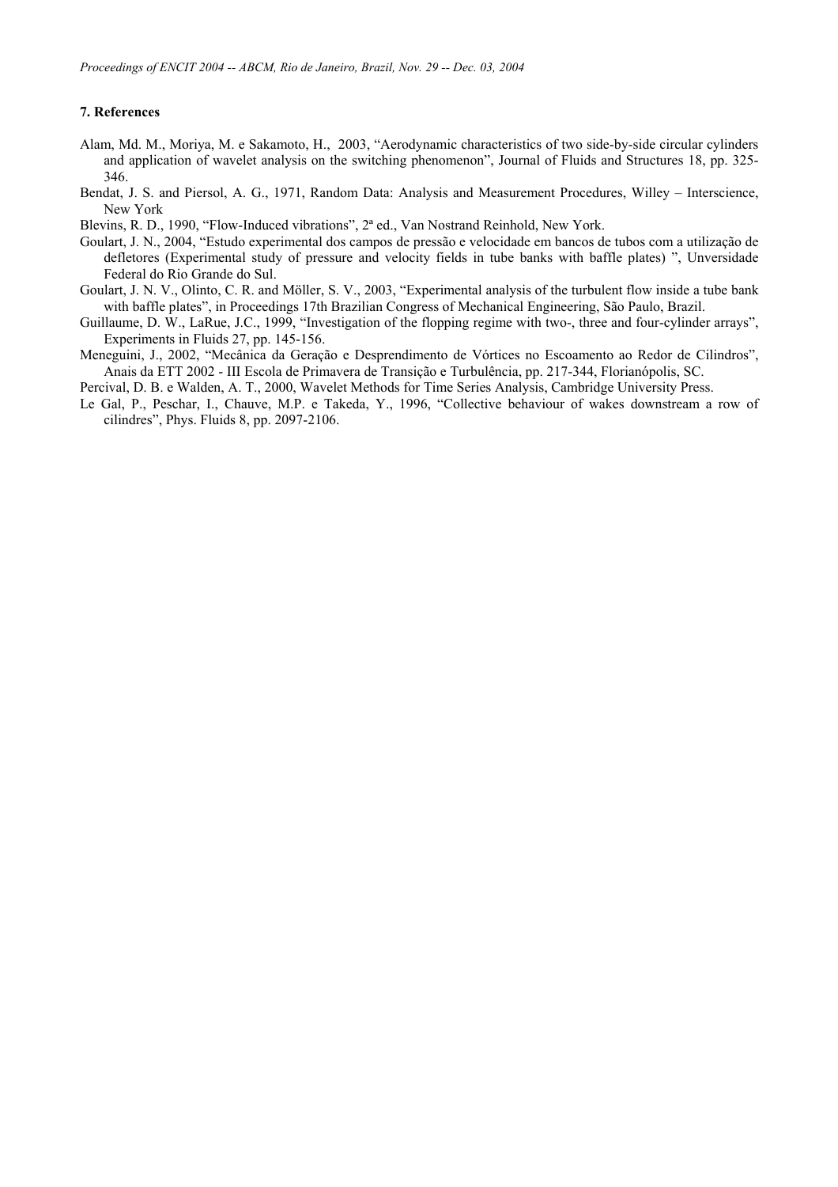## 7. References

Alam, Md. M., Moriya, M. e Sakamoto, H., 2003, "Aerodynamic characteristics of two side-by-side circular cylinders and application of wavelet analysis on the switching phenomenon", Journal of Fluids and Structures 18, pp. 325-346.

Bendat, J. S. and Piersol, A. G., 1971, Random Data: Analysis and Measurement Procedures, Willey – Interscience, New York

Blevins, R. D., 1990, "Flow-Induced vibrations", 2ª ed., Van Nostrand Reinhold, New York.

Goulart, J. N., 2004, "Estudo experimental dos campos de pressão e velocidade em bancos de tubos com a utilização de defletores (Experimental study of pressure and velocity fields in tube banks with baffle plates) ", Unversidade Federal do Rio Grande do Sul.

Goulart, J. N. V., Olinto, C. R. and Möller, S. V., 2003, "Experimental analysis of the turbulent flow inside a tube bank with baffle plates", in Proceedings 17th Brazilian Congress of Mechanical Engineering, São Paulo, Brazil.

Guillaume, D. W., LaRue, J.C., 1999, "Investigation of the flopping regime with two-, three and four-cylinder arrays", Experiments in Fluids 27, pp. 145-156.

Meneguini, J., 2002, "Mecânica da Geração e Desprendimento de Vórtices no Escoamento ao Redor de Cilindros", Anais da ETT 2002 - III Escola de Primavera de Transição e Turbulência, pp. 217-344, Florianópolis, SC.

Percival, D. B. e Walden, A. T., 2000, Wavelet Methods for Time Series Analysis, Cambridge University Press.

Le Gal, P., Peschar, I., Chauve, M.P. e Takeda, Y., 1996, "Collective behaviour of wakes downstream a row of cilindres", Phys. Fluids 8, pp. 2097-2106.